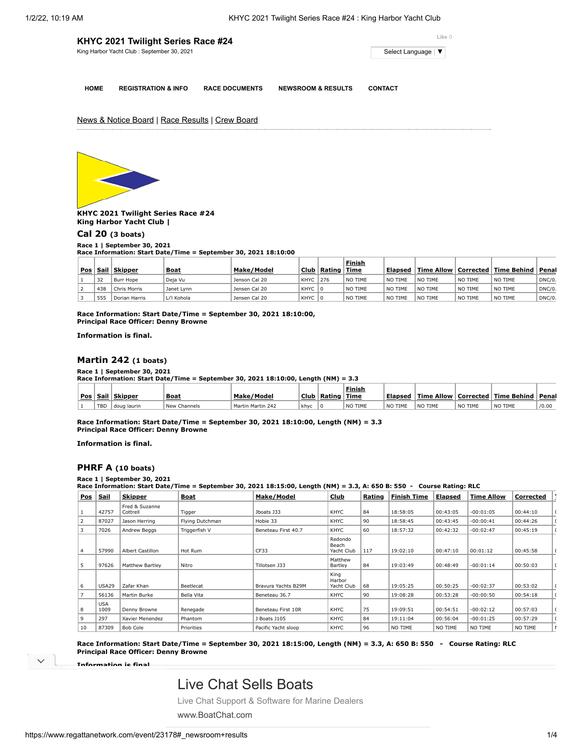# KHYC 2021 Twilight Series Race #24

King Harbor Yacht Club : September 30, 2021

Like 0

Select Language ▼

HOME | REGISTRATION & INFO | RACE DOCUMENTS | NEWSROOM & RESULTS | CONTACT

News & Notice Board | Race Results | Crew Board

**KHYC 2021 Twilight Series Race #24**
**King Harbor Yacht Club |**

## Cal 20 (3 boats)

**Race 1 | September 30, 2021**
**Race Information: Start Date/Time = September 30, 2021 18:10:00**

| Pos | Sail | Skipper | Boat | Make/Model | Club | Rating | Finish Time | Elapsed | Time Allow | Corrected | Time Behind | Penal |
|---|---|---|---|---|---|---|---|---|---|---|---|---|
| 1 | 32 | Burr Hope | Deja Vu | Jenson Cal 20 | KHYC | 276 | NO TIME | NO TIME | NO TIME | NO TIME | NO TIME | DNC/0. |
| 2 | 438 | Chris Morris | Janet Lynn | Jensen Cal 20 | KHYC | 0 | NO TIME | NO TIME | NO TIME | NO TIME | NO TIME | DNC/0. |
| 3 | 555 | Dorian Harris | Li'l Kohola | Jensen Cal 20 | KHYC | 0 | NO TIME | NO TIME | NO TIME | NO TIME | NO TIME | DNC/0. |

**Race Information: Start Date/Time = September 30, 2021 18:10:00,**
**Principal Race Officer: Denny Browne**

**Information is final.**

## Martin 242 (1 boats)

**Race 1 | September 30, 2021**
**Race Information: Start Date/Time = September 30, 2021 18:10:00, Length (NM) = 3.3**

| Pos | Sail | Skipper | Boat | Make/Model | Club | Rating | Finish Time | Elapsed | Time Allow | Corrected | Time Behind | Penal |
|---|---|---|---|---|---|---|---|---|---|---|---|---|
| 1 | TBD | doug laurin | New Channels | Martin Martin 242 | khyc | 0 | NO TIME | NO TIME | NO TIME | NO TIME | NO TIME | /0.00 |

**Race Information: Start Date/Time = September 30, 2021 18:10:00, Length (NM) = 3.3**
**Principal Race Officer: Denny Browne**

**Information is final.**

## PHRF A (10 boats)

**Race 1 | September 30, 2021**
**Race Information: Start Date/Time = September 30, 2021 18:15:00, Length (NM) = 3.3, A: 650 B: 550 - Course Rating: RLC**

| Pos | Sail | Skipper | Boat | Make/Model | Club | Rating | Finish Time | Elapsed | Time Allow | Corrected |
|---|---|---|---|---|---|---|---|---|---|---|
| 1 | 42757 | Fred & Suzanne Cottrell | Tigger | Jboats J33 | KHYC | 84 | 18:58:05 | 00:43:05 | -00:01:05 | 00:44:10 |
| 2 | 87027 | Jason Herring | Flying Dutchman | Hobie 33 | KHYC | 90 | 18:58:45 | 00:43:45 | -00:00:41 | 00:44:26 |
| 3 | 7026 | Andrew Beggs | Triggerfish V | Beneteau First 40.7 | KHYC | 60 | 18:57:32 | 00:42:32 | -00:02:47 | 00:45:19 |
| 4 | 57990 | Albert Castillon | Hot Rum | CF33 | Redondo Beach Yacht Club | 117 | 19:02:10 | 00:47:10 | 00:01:12 | 00:45:58 |
| 5 | 97626 | Matthew Bartley | Nitro | Tillotsen J33 | Matthew Bartley | 84 | 19:03:49 | 00:48:49 | -00:01:14 | 00:50:03 |
| 6 | USA29 | Zafar Khan | Beetlecat | Bravura Yachts B29M | King Harbor Yacht Club | 68 | 19:05:25 | 00:50:25 | -00:02:37 | 00:53:02 |
| 7 | 56136 | Martin Burke | Bella Vita | Beneteau 36.7 | KHYC | 90 | 19:08:28 | 00:53:28 | -00:00:50 | 00:54:18 |
| 8 | USA 1009 | Denny Browne | Renegade | Beneteau First 10R | KHYC | 75 | 19:09:51 | 00:54:51 | -00:02:12 | 00:57:03 |
| 9 | 297 | Xavier Menendez | Phantom | J Boats J105 | KHYC | 84 | 19:11:04 | 00:56:04 | -00:01:25 | 00:57:29 |
| 10 | 87309 | Bob Cole | Priorities | Pacific Yacht sloop | KHYC | 96 | NO TIME | NO TIME | NO TIME | NO TIME |

**Race Information: Start Date/Time = September 30, 2021 18:15:00, Length (NM) = 3.3, A: 650 B: 550 - Course Rating: RLC**
**Principal Race Officer: Denny Browne**

**Information is final.**

Live Chat Sells Boats

Live Chat Support & Software for Marine Dealers

www.BoatChat.com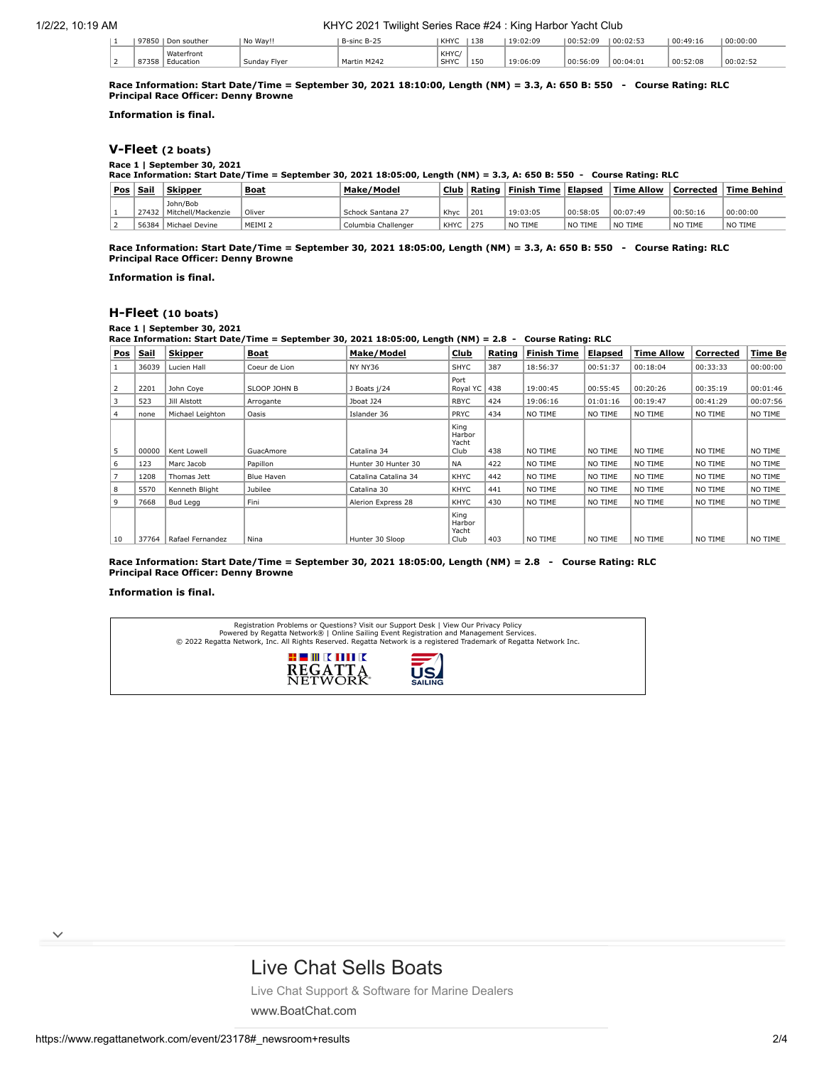| 1 | 97850 | Don southern | No Way!! | B-sinc B-25 | KHYC | 138 | 19:02:09 | 00:52:09 | 00:02:53 | 00:49:16 | 00:00:00 |
|---|---|---|---|---|---|---|---|---|---|---|---|
| 2 | 87358 | Waterfront Education | Sunday Flyer | Martin M242 | KHYC/ SHYC | 150 | 19:06:09 | 00:56:09 | 00:04:01 | 00:52:08 | 00:02:52 |

**Race Information: Start Date/Time = September 30, 2021 18:10:00, Length (NM) = 3.3, A: 650 B: 550 - Course Rating: RLC**
**Principal Race Officer: Denny Browne**

**Information is final.**

## V-Fleet (2 boats)

**Race 1 | September 30, 2021**
**Race Information: Start Date/Time = September 30, 2021 18:05:00, Length (NM) = 3.3, A: 650 B: 550 - Course Rating: RLC**

| Pos | Sail | Skipper | Boat | Make/Model | Club | Rating | Finish Time | Elapsed | Time Allow | Corrected | Time Behind |
|---|---|---|---|---|---|---|---|---|---|---|---|
| 1 | 27432 | John/Bob Mitchell/Mackenzie | Oliver | Schock Santana 27 | Khyc | 201 | 19:03:05 | 00:58:05 | 00:07:49 | 00:50:16 | 00:00:00 |
| 2 | 56384 | Michael Devine | MEIMI 2 | Columbia Challenger | KHYC | 275 | NO TIME | NO TIME | NO TIME | NO TIME | NO TIME |

**Race Information: Start Date/Time = September 30, 2021 18:05:00, Length (NM) = 3.3, A: 650 B: 550 - Course Rating: RLC**
**Principal Race Officer: Denny Browne**

**Information is final.**

## H-Fleet (10 boats)

**Race 1 | September 30, 2021**
**Race Information: Start Date/Time = September 30, 2021 18:05:00, Length (NM) = 2.8 - Course Rating: RLC**

| Pos | Sail | Skipper | Boat | Make/Model | Club | Rating | Finish Time | Elapsed | Time Allow | Corrected | Time Be |
|---|---|---|---|---|---|---|---|---|---|---|---|
| 1 | 36039 | Lucien Hall | Coeur de Lion | NY NY36 | SHYC | 387 | 18:56:37 | 00:51:37 | 00:18:04 | 00:33:33 | 00:00:00 |
| 2 | 2201 | John Coye | SLOOP JOHN B | J Boats j/24 | Port Royal YC | 438 | 19:00:45 | 00:55:45 | 00:20:26 | 00:35:19 | 00:01:46 |
| 3 | 523 | Jill Alstott | Arrogante | Jboat J24 | RBYC | 424 | 19:06:16 | 01:01:16 | 00:19:47 | 00:41:29 | 00:07:56 |
| 4 | none | Michael Leighton | Oasis | Islander 36 | PRYC | 434 | NO TIME | NO TIME | NO TIME | NO TIME | NO TIME |
| 5 | 00000 | Kent Lowell | GuacAmore | Catalina 34 | King Harbor Yacht Club | 438 | NO TIME | NO TIME | NO TIME | NO TIME | NO TIME |
| 6 | 123 | Marc Jacob | Papillon | Hunter 30 Hunter 30 | NA | 422 | NO TIME | NO TIME | NO TIME | NO TIME | NO TIME |
| 7 | 1208 | Thomas Jett | Blue Haven | Catalina Catalina 34 | KHYC | 442 | NO TIME | NO TIME | NO TIME | NO TIME | NO TIME |
| 8 | 5570 | Kenneth Blight | Jubilee | Catalina 30 | KHYC | 441 | NO TIME | NO TIME | NO TIME | NO TIME | NO TIME |
| 9 | 7668 | Bud Legg | Fini | Alerion Express 28 | KHYC | 430 | NO TIME | NO TIME | NO TIME | NO TIME | NO TIME |
| 10 | 37764 | Rafael Fernandez | Nina | Hunter 30 Sloop | King Harbor Yacht Club | 403 | NO TIME | NO TIME | NO TIME | NO TIME | NO TIME |

**Race Information: Start Date/Time = September 30, 2021 18:05:00, Length (NM) = 2.8 - Course Rating: RLC**
**Principal Race Officer: Denny Browne**

**Information is final.**

Registration Problems or Questions? Visit our Support Desk | View Our Privacy Policy
Powered by Regatta Network® | Online Sailing Event Registration and Management Services.
© 2022 Regatta Network, Inc. All Rights Reserved. Regatta Network is a registered Trademark of Regatta Network Inc.

REGATTA NETWORK · US SAILING

Live Chat Sells Boats

Live Chat Support & Software for Marine Dealers

www.BoatChat.com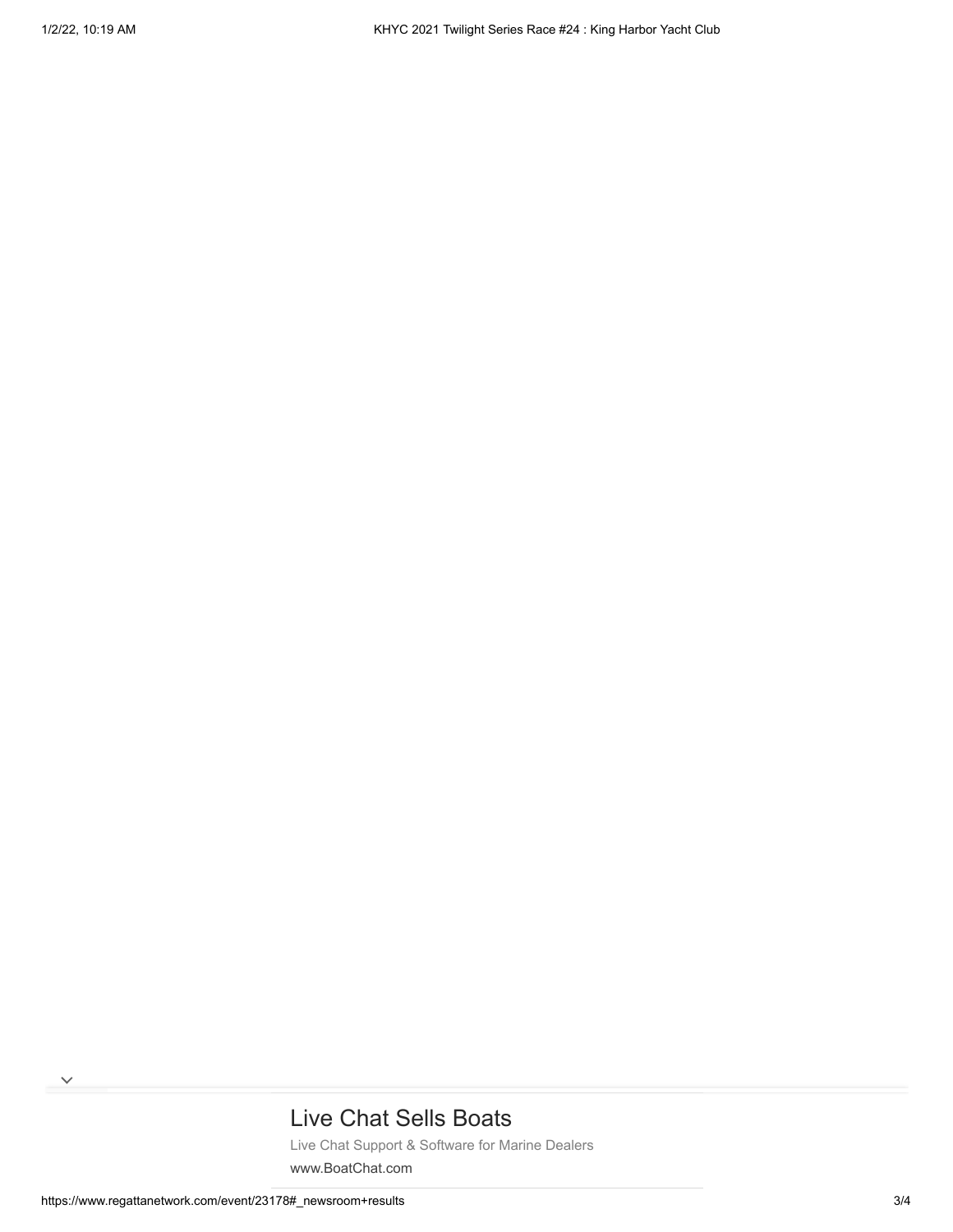Live Chat Sells Boats

Live Chat Support & Software for Marine Dealers

www.BoatChat.com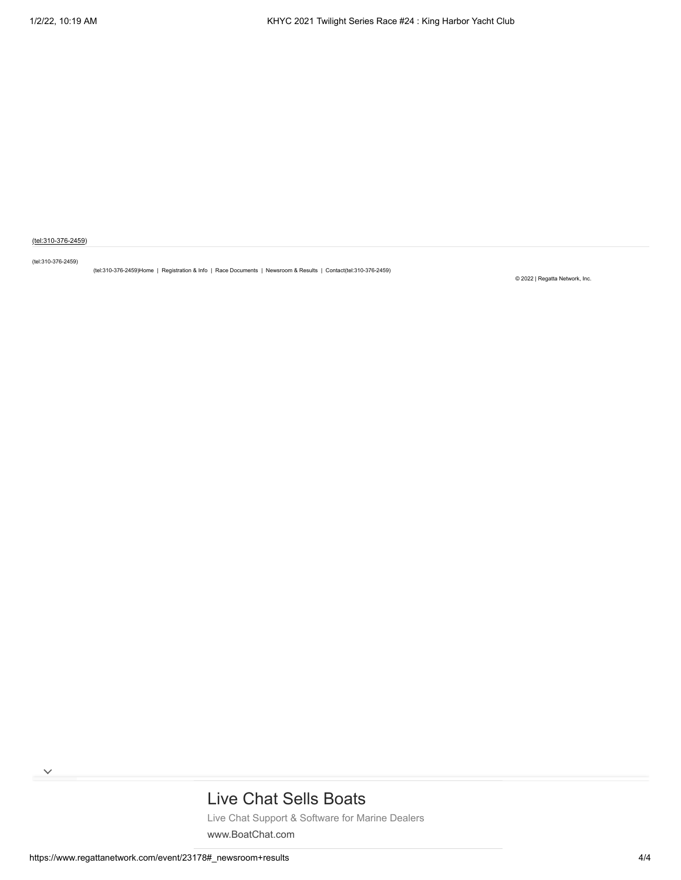(tel:310-376-2459)

(tel:310-376-2459)

(tel:310-376-2459)Home | Registration & Info | Race Documents | Newsroom & Results | Contact(tel:310-376-2459)

© 2022 | Regatta Network, Inc.

Live Chat Sells Boats

Live Chat Support & Software for Marine Dealers

www.BoatChat.com